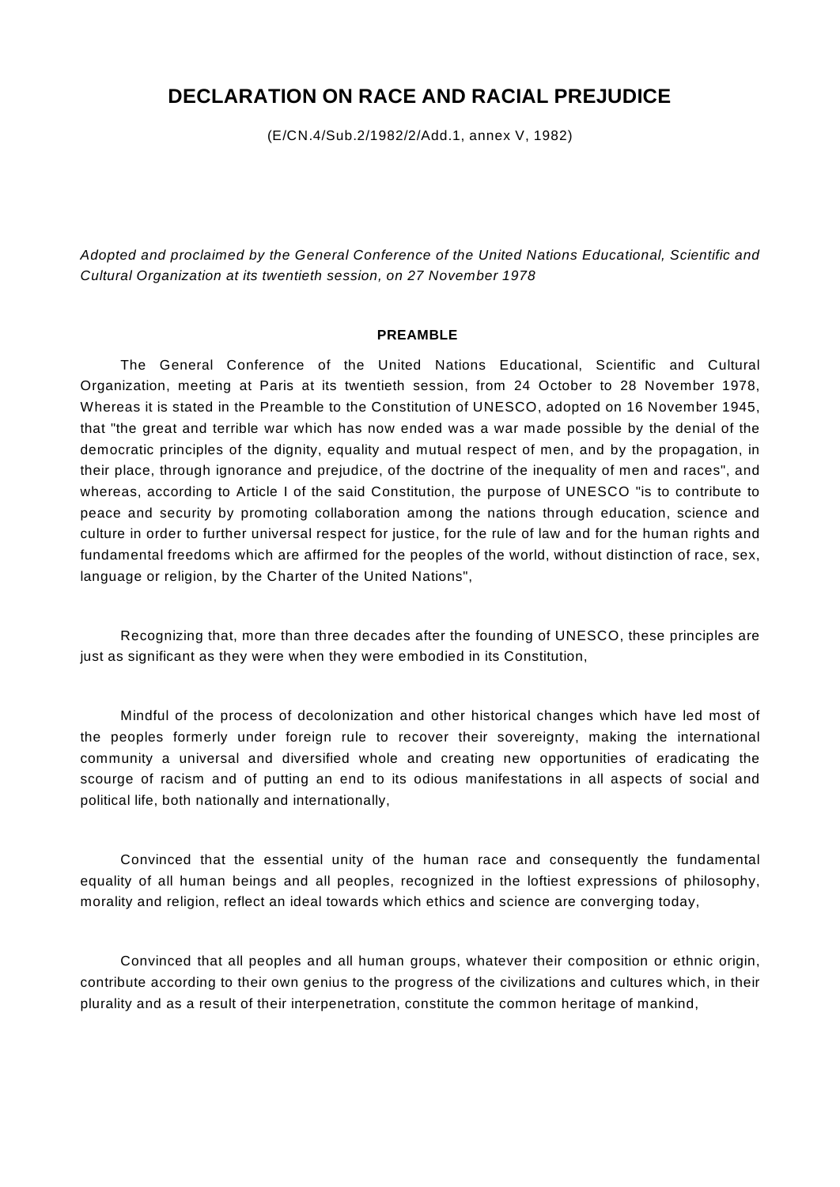# DECLARATION ON RACE AND RACIAL PREJUDICE

(E/CN.4/Sub.2/1982/2/Add.1, annex V, 1982)

*Adopted and proclaimed by the General Conference of the United Nations Educational, Scientific and Cultural Organization at its twentieth session, on 27 November 1978*

## PREAMBLE

The General Conference of the United Nations Educational, Scientific and Cultural Organization, meeting at Paris at its twentieth session, from 24 October to 28 November 1978, Whereas it is stated in the Preamble to the Constitution of UNESCO, adopted on 16 November 1945, that "the great and terrible war which has now ended was a war made possible by the denial of the democratic principles of the dignity, equality and mutual respect of men, and by the propagation, in their place, through ignorance and prejudice, of the doctrine of the inequality of men and races", and whereas, according to Article I of the said Constitution, the purpose of UNESCO "is to contribute to peace and security by promoting collaboration among the nations through education, science and culture in order to further universal respect for justice, for the rule of law and for the human rights and fundamental freedoms which are affirmed for the peoples of the world, without distinction of race, sex, language or religion, by the Charter of the United Nations",

Recognizing that, more than three decades after the founding of UNESCO, these principles are just as significant as they were when they were embodied in its Constitution,

Mindful of the process of decolonization and other historical changes which have led most of the peoples formerly under foreign rule to recover their sovereignty, making the international community a universal and diversified whole and creating new opportunities of eradicating the scourge of racism and of putting an end to its odious manifestations in all aspects of social and political life, both nationally and internationally,

Convinced that the essential unity of the human race and consequently the fundamental equality of all human beings and all peoples, recognized in the loftiest expressions of philosophy, morality and religion, reflect an ideal towards which ethics and science are converging today,

Convinced that all peoples and all human groups, whatever their composition or ethnic origin, contribute according to their own genius to the progress of the civilizations and cultures which, in their plurality and as a result of their interpenetration, constitute the common heritage of mankind,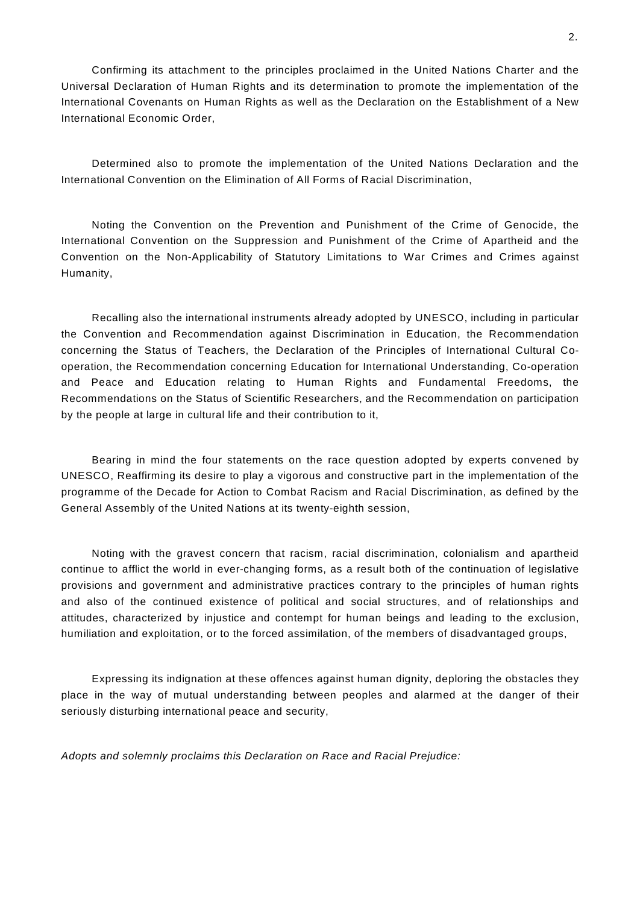Confirming its attachment to the principles proclaimed in the United Nations Charter and the Universal Declaration of Human Rights and its determination to promote the implementation of the International Covenants on Human Rights as well as the Declaration on the Establishment of a New International Economic Order,

Determined also to promote the implementation of the United Nations Declaration and the International Convention on the Elimination of All Forms of Racial Discrimination,

Noting the Convention on the Prevention and Punishment of the Crime of Genocide, the International Convention on the Suppression and Punishment of the Crime of Apartheid and the Convention on the Non-Applicability of Statutory Limitations to War Crimes and Crimes against Humanity,

Recalling also the international instruments already adopted by UNESCO, including in particular the Convention and Recommendation against Discrimination in Education, the Recommendation concerning the Status of Teachers, the Declaration of the Principles of International Cultural Co-operation, the Recommendation concerning Education for International Understanding, Co-operation and Peace and Education relating to Human Rights and Fundamental Freedoms, the Recommendations on the Status of Scientific Researchers, and the Recommendation on participation by the people at large in cultural life and their contribution to it,

Bearing in mind the four statements on the race question adopted by experts convened by UNESCO, Reaffirming its desire to play a vigorous and constructive part in the implementation of the programme of the Decade for Action to Combat Racism and Racial Discrimination, as defined by the General Assembly of the United Nations at its twenty-eighth session,

Noting with the gravest concern that racism, racial discrimination, colonialism and apartheid continue to afflict the world in ever-changing forms, as a result both of the continuation of legislative provisions and government and administrative practices contrary to the principles of human rights and also of the continued existence of political and social structures, and of relationships and attitudes, characterized by injustice and contempt for human beings and leading to the exclusion, humiliation and exploitation, or to the forced assimilation, of the members of disadvantaged groups,

Expressing its indignation at these offences against human dignity, deploring the obstacles they place in the way of mutual understanding between peoples and alarmed at the danger of their seriously disturbing international peace and security,

*Adopts and solemnly proclaims this Declaration on Race and Racial Prejudice:*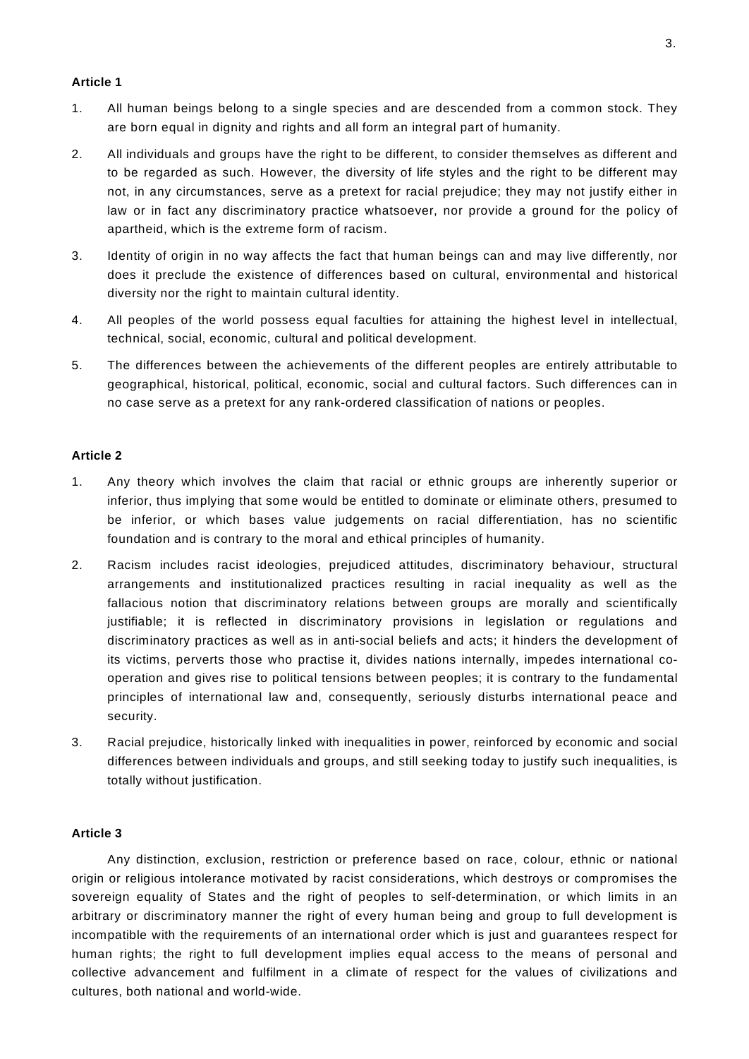**Article 1**

1. All human beings belong to a single species and are descended from a common stock. They are born equal in dignity and rights and all form an integral part of humanity.

2. All individuals and groups have the right to be different, to consider themselves as different and to be regarded as such. However, the diversity of life styles and the right to be different may not, in any circumstances, serve as a pretext for racial prejudice; they may not justify either in law or in fact any discriminatory practice whatsoever, nor provide a ground for the policy of apartheid, which is the extreme form of racism.

3. Identity of origin in no way affects the fact that human beings can and may live differently, nor does it preclude the existence of differences based on cultural, environmental and historical diversity nor the right to maintain cultural identity.

4. All peoples of the world possess equal faculties for attaining the highest level in intellectual, technical, social, economic, cultural and political development.

5. The differences between the achievements of the different peoples are entirely attributable to geographical, historical, political, economic, social and cultural factors. Such differences can in no case serve as a pretext for any rank-ordered classification of nations or peoples.

**Article 2**

1. Any theory which involves the claim that racial or ethnic groups are inherently superior or inferior, thus implying that some would be entitled to dominate or eliminate others, presumed to be inferior, or which bases value judgements on racial differentiation, has no scientific foundation and is contrary to the moral and ethical principles of humanity.

2. Racism includes racist ideologies, prejudiced attitudes, discriminatory behaviour, structural arrangements and institutionalized practices resulting in racial inequality as well as the fallacious notion that discriminatory relations between groups are morally and scientifically justifiable; it is reflected in discriminatory provisions in legislation or regulations and discriminatory practices as well as in anti-social beliefs and acts; it hinders the development of its victims, perverts those who practise it, divides nations internally, impedes international co-operation and gives rise to political tensions between peoples; it is contrary to the fundamental principles of international law and, consequently, seriously disturbs international peace and security.

3. Racial prejudice, historically linked with inequalities in power, reinforced by economic and social differences between individuals and groups, and still seeking today to justify such inequalities, is totally without justification.

**Article 3**

Any distinction, exclusion, restriction or preference based on race, colour, ethnic or national origin or religious intolerance motivated by racist considerations, which destroys or compromises the sovereign equality of States and the right of peoples to self-determination, or which limits in an arbitrary or discriminatory manner the right of every human being and group to full development is incompatible with the requirements of an international order which is just and guarantees respect for human rights; the right to full development implies equal access to the means of personal and collective advancement and fulfilment in a climate of respect for the values of civilizations and cultures, both national and world-wide.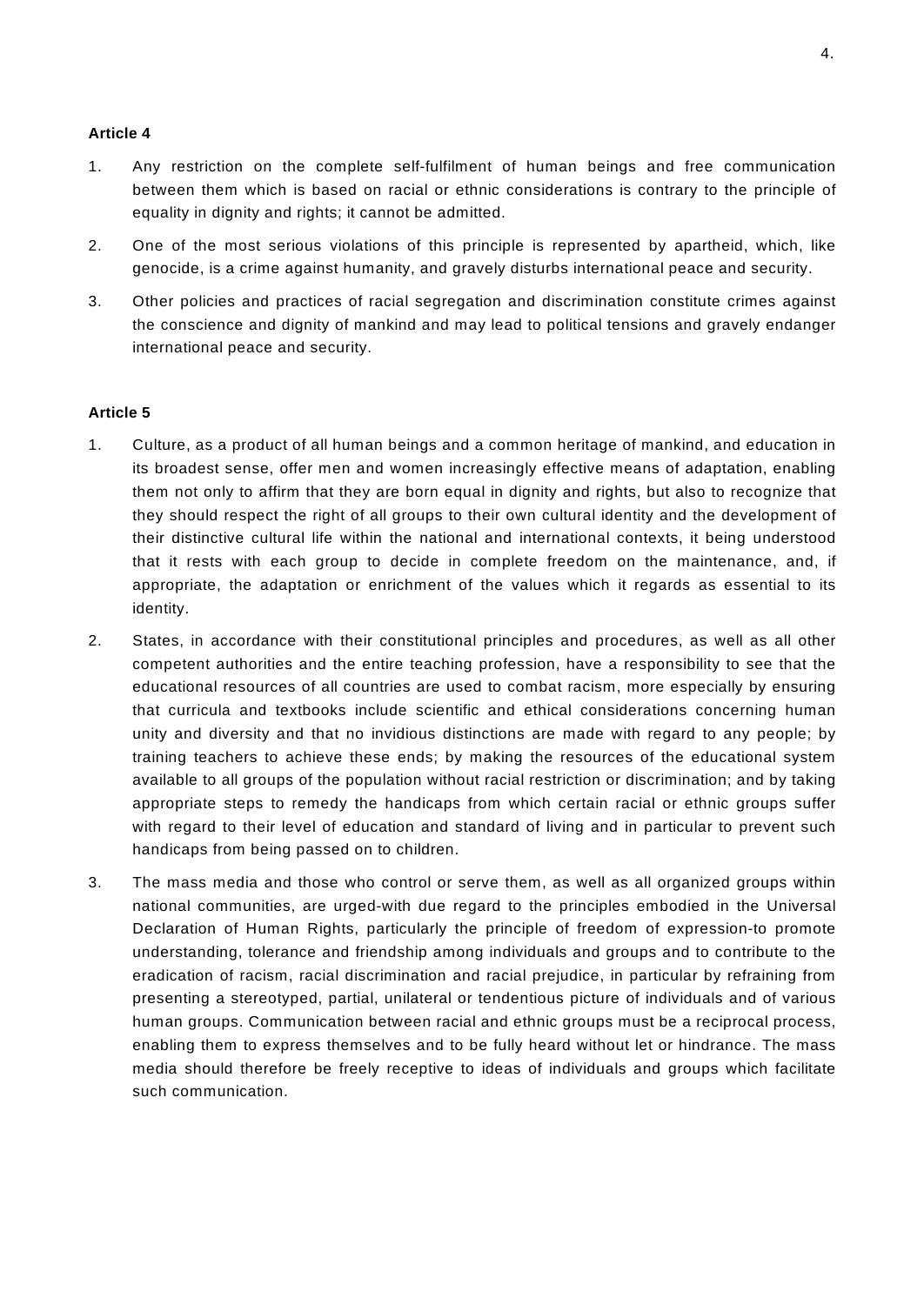**Article 4**

1. Any restriction on the complete self-fulfilment of human beings and free communication between them which is based on racial or ethnic considerations is contrary to the principle of equality in dignity and rights; it cannot be admitted.

2. One of the most serious violations of this principle is represented by apartheid, which, like genocide, is a crime against humanity, and gravely disturbs international peace and security.

3. Other policies and practices of racial segregation and discrimination constitute crimes against the conscience and dignity of mankind and may lead to political tensions and gravely endanger international peace and security.

**Article 5**

1. Culture, as a product of all human beings and a common heritage of mankind, and education in its broadest sense, offer men and women increasingly effective means of adaptation, enabling them not only to affirm that they are born equal in dignity and rights, but also to recognize that they should respect the right of all groups to their own cultural identity and the development of their distinctive cultural life within the national and international contexts, it being understood that it rests with each group to decide in complete freedom on the maintenance, and, if appropriate, the adaptation or enrichment of the values which it regards as essential to its identity.

2. States, in accordance with their constitutional principles and procedures, as well as all other competent authorities and the entire teaching profession, have a responsibility to see that the educational resources of all countries are used to combat racism, more especially by ensuring that curricula and textbooks include scientific and ethical considerations concerning human unity and diversity and that no invidious distinctions are made with regard to any people; by training teachers to achieve these ends; by making the resources of the educational system available to all groups of the population without racial restriction or discrimination; and by taking appropriate steps to remedy the handicaps from which certain racial or ethnic groups suffer with regard to their level of education and standard of living and in particular to prevent such handicaps from being passed on to children.

3. The mass media and those who control or serve them, as well as all organized groups within national communities, are urged-with due regard to the principles embodied in the Universal Declaration of Human Rights, particularly the principle of freedom of expression-to promote understanding, tolerance and friendship among individuals and groups and to contribute to the eradication of racism, racial discrimination and racial prejudice, in particular by refraining from presenting a stereotyped, partial, unilateral or tendentious picture of individuals and of various human groups. Communication between racial and ethnic groups must be a reciprocal process, enabling them to express themselves and to be fully heard without let or hindrance. The mass media should therefore be freely receptive to ideas of individuals and groups which facilitate such communication.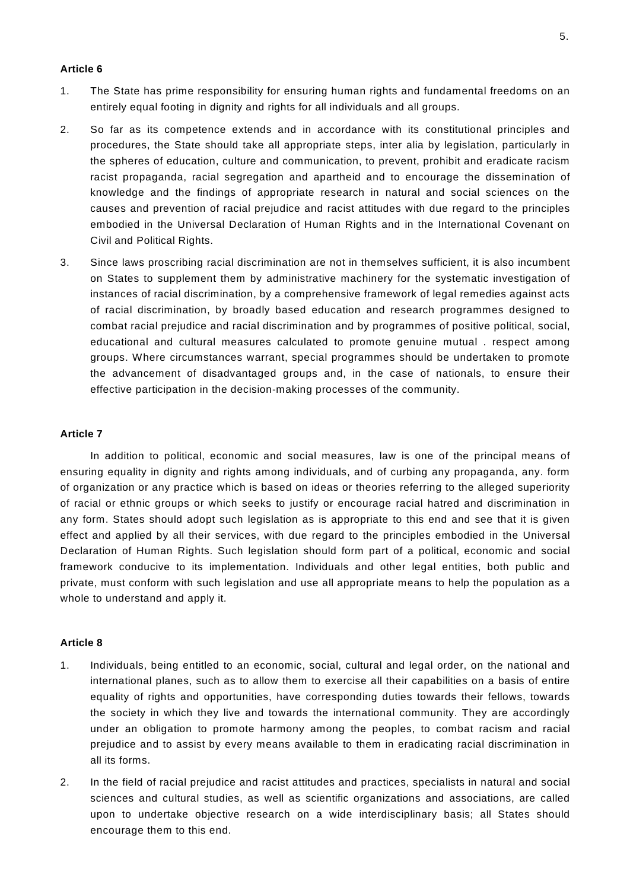**Article 6**

1. The State has prime responsibility for ensuring human rights and fundamental freedoms on an entirely equal footing in dignity and rights for all individuals and all groups.

2. So far as its competence extends and in accordance with its constitutional principles and procedures, the State should take all appropriate steps, inter alia by legislation, particularly in the spheres of education, culture and communication, to prevent, prohibit and eradicate racism racist propaganda, racial segregation and apartheid and to encourage the dissemination of knowledge and the findings of appropriate research in natural and social sciences on the causes and prevention of racial prejudice and racist attitudes with due regard to the principles embodied in the Universal Declaration of Human Rights and in the International Covenant on Civil and Political Rights.

3. Since laws proscribing racial discrimination are not in themselves sufficient, it is also incumbent on States to supplement them by administrative machinery for the systematic investigation of instances of racial discrimination, by a comprehensive framework of legal remedies against acts of racial discrimination, by broadly based education and research programmes designed to combat racial prejudice and racial discrimination and by programmes of positive political, social, educational and cultural measures calculated to promote genuine mutual . respect among groups. Where circumstances warrant, special programmes should be undertaken to promote the advancement of disadvantaged groups and, in the case of nationals, to ensure their effective participation in the decision-making processes of the community.

**Article 7**

In addition to political, economic and social measures, law is one of the principal means of ensuring equality in dignity and rights among individuals, and of curbing any propaganda, any. form of organization or any practice which is based on ideas or theories referring to the alleged superiority of racial or ethnic groups or which seeks to justify or encourage racial hatred and discrimination in any form. States should adopt such legislation as is appropriate to this end and see that it is given effect and applied by all their services, with due regard to the principles embodied in the Universal Declaration of Human Rights. Such legislation should form part of a political, economic and social framework conducive to its implementation. Individuals and other legal entities, both public and private, must conform with such legislation and use all appropriate means to help the population as a whole to understand and apply it.

**Article 8**

1. Individuals, being entitled to an economic, social, cultural and legal order, on the national and international planes, such as to allow them to exercise all their capabilities on a basis of entire equality of rights and opportunities, have corresponding duties towards their fellows, towards the society in which they live and towards the international community. They are accordingly under an obligation to promote harmony among the peoples, to combat racism and racial prejudice and to assist by every means available to them in eradicating racial discrimination in all its forms.

2. In the field of racial prejudice and racist attitudes and practices, specialists in natural and social sciences and cultural studies, as well as scientific organizations and associations, are called upon to undertake objective research on a wide interdisciplinary basis; all States should encourage them to this end.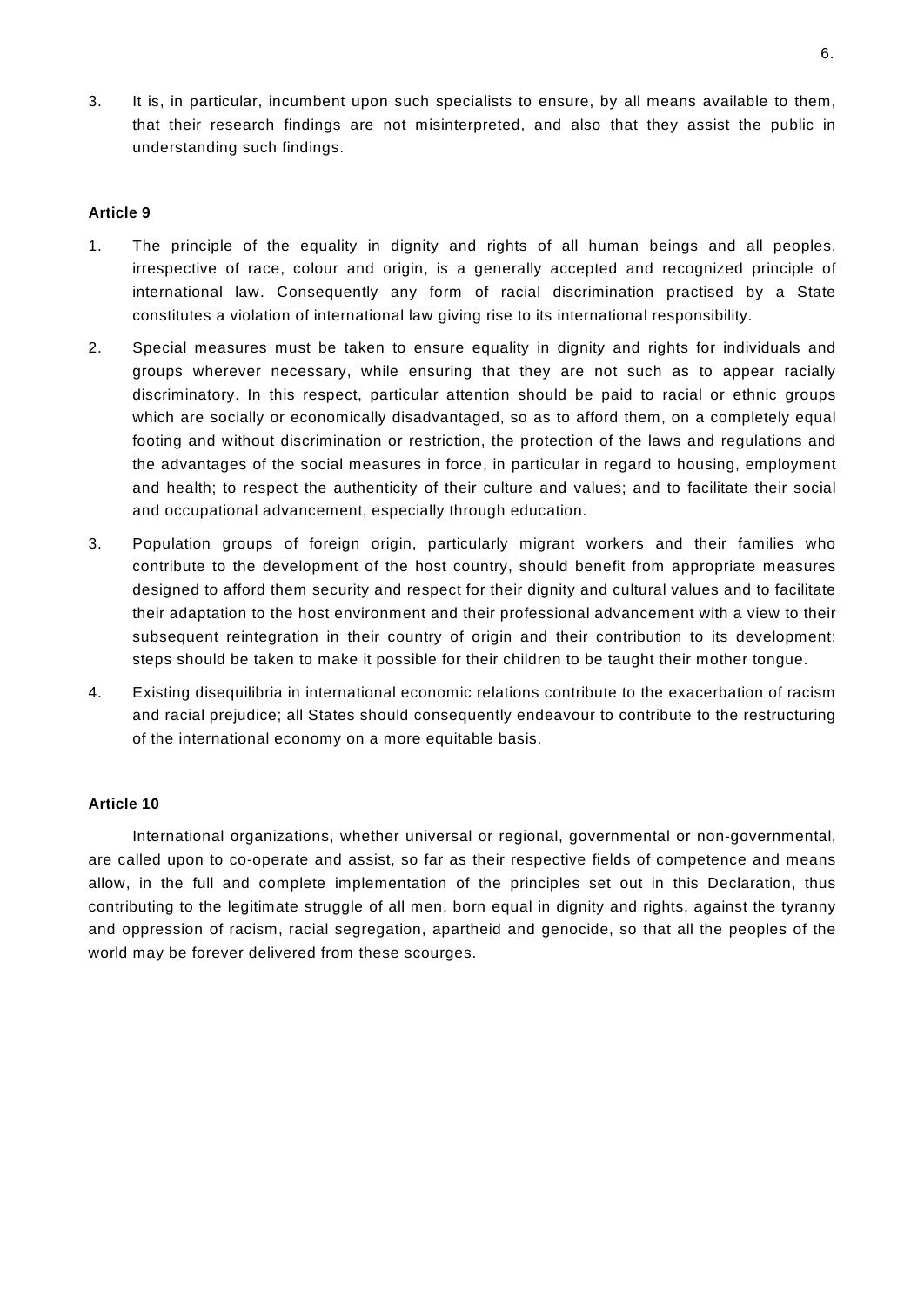3. It is, in particular, incumbent upon such specialists to ensure, by all means available to them, that their research findings are not misinterpreted, and also that they assist the public in understanding such findings.

**Article 9**

1. The principle of the equality in dignity and rights of all human beings and all peoples, irrespective of race, colour and origin, is a generally accepted and recognized principle of international law. Consequently any form of racial discrimination practised by a State constitutes a violation of international law giving rise to its international responsibility.

2. Special measures must be taken to ensure equality in dignity and rights for individuals and groups wherever necessary, while ensuring that they are not such as to appear racially discriminatory. In this respect, particular attention should be paid to racial or ethnic groups which are socially or economically disadvantaged, so as to afford them, on a completely equal footing and without discrimination or restriction, the protection of the laws and regulations and the advantages of the social measures in force, in particular in regard to housing, employment and health; to respect the authenticity of their culture and values; and to facilitate their social and occupational advancement, especially through education.

3. Population groups of foreign origin, particularly migrant workers and their families who contribute to the development of the host country, should benefit from appropriate measures designed to afford them security and respect for their dignity and cultural values and to facilitate their adaptation to the host environment and their professional advancement with a view to their subsequent reintegration in their country of origin and their contribution to its development; steps should be taken to make it possible for their children to be taught their mother tongue.

4. Existing disequilibria in international economic relations contribute to the exacerbation of racism and racial prejudice; all States should consequently endeavour to contribute to the restructuring of the international economy on a more equitable basis.

**Article 10**

International organizations, whether universal or regional, governmental or non-governmental, are called upon to co-operate and assist, so far as their respective fields of competence and means allow, in the full and complete implementation of the principles set out in this Declaration, thus contributing to the legitimate struggle of all men, born equal in dignity and rights, against the tyranny and oppression of racism, racial segregation, apartheid and genocide, so that all the peoples of the world may be forever delivered from these scourges.